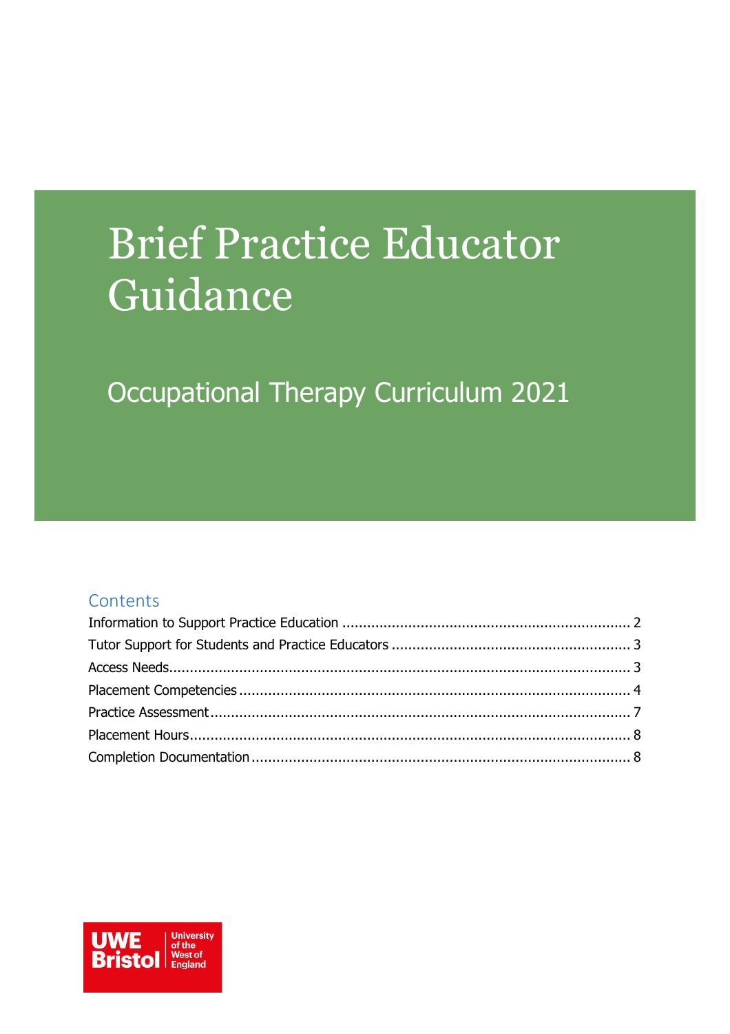# Brief Practice Educator Guidance

## Occupational Therapy Curriculum 2021

### Contents

Information to Support Practice Education ........ 2
Tutor Support for Students and Practice Educators ........ 3
Access Needs ........ 3
Placement Competencies ........ 4
Practice Assessment ........ 7
Placement Hours ........ 8
Completion Documentation ........ 8

UWE Bristol | University of the West of England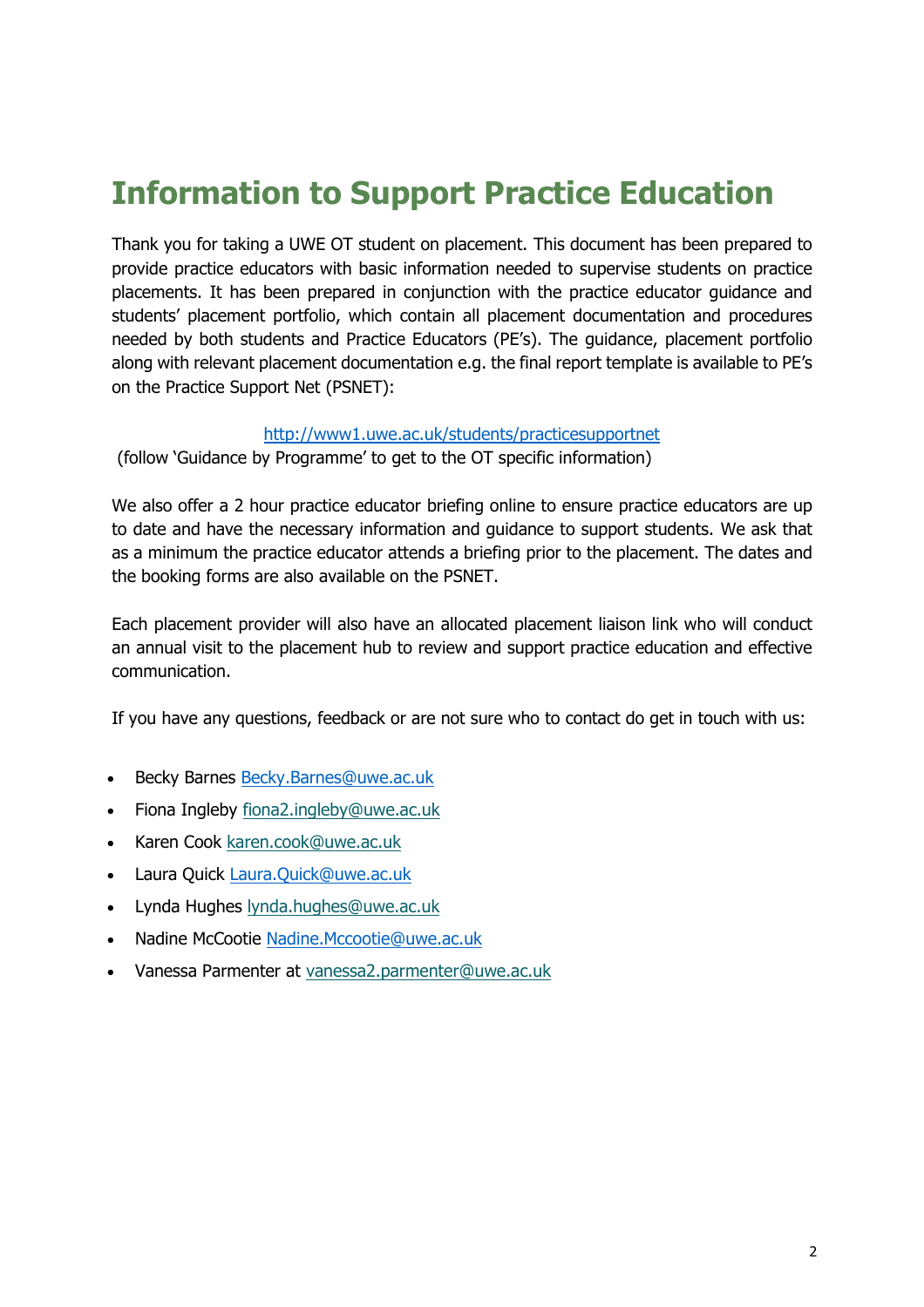# Information to Support Practice Education

Thank you for taking a UWE OT student on placement. This document has been prepared to provide practice educators with basic information needed to supervise students on practice placements. It has been prepared in conjunction with the practice educator guidance and students' placement portfolio, which contain all placement documentation and procedures needed by both students and Practice Educators (PE's). The guidance, placement portfolio along with relevant placement documentation e.g. the final report template is available to PE's on the Practice Support Net (PSNET):

http://www1.uwe.ac.uk/students/practicesupportnet
(follow 'Guidance by Programme' to get to the OT specific information)

We also offer a 2 hour practice educator briefing online to ensure practice educators are up to date and have the necessary information and guidance to support students. We ask that as a minimum the practice educator attends a briefing prior to the placement. The dates and the booking forms are also available on the PSNET.

Each placement provider will also have an allocated placement liaison link who will conduct an annual visit to the placement hub to review and support practice education and effective communication.

If you have any questions, feedback or are not sure who to contact do get in touch with us:

- Becky Barnes Becky.Barnes@uwe.ac.uk
- Fiona Ingleby fiona2.ingleby@uwe.ac.uk
- Karen Cook karen.cook@uwe.ac.uk
- Laura Quick Laura.Quick@uwe.ac.uk
- Lynda Hughes lynda.hughes@uwe.ac.uk
- Nadine McCootie Nadine.Mccootie@uwe.ac.uk
- Vanessa Parmenter at vanessa2.parmenter@uwe.ac.uk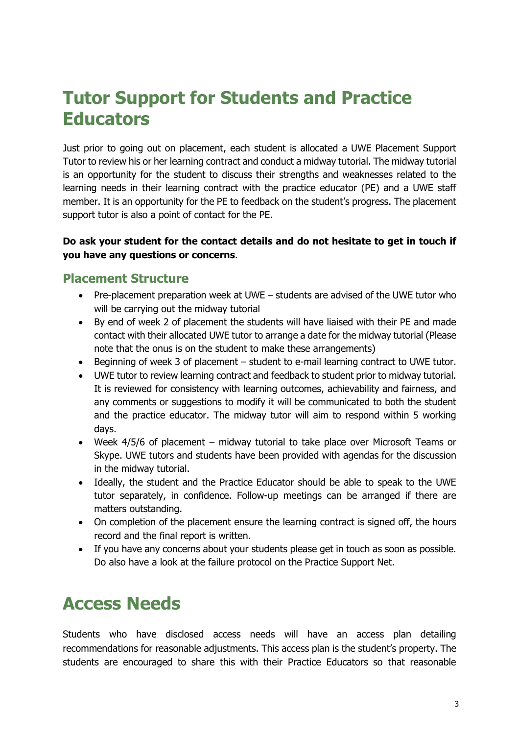# Tutor Support for Students and Practice Educators

Just prior to going out on placement, each student is allocated a UWE Placement Support Tutor to review his or her learning contract and conduct a midway tutorial. The midway tutorial is an opportunity for the student to discuss their strengths and weaknesses related to the learning needs in their learning contract with the practice educator (PE) and a UWE staff member. It is an opportunity for the PE to feedback on the student's progress. The placement support tutor is also a point of contact for the PE.

**Do ask your student for the contact details and do not hesitate to get in touch if you have any questions or concerns**.

## Placement Structure

- Pre-placement preparation week at UWE – students are advised of the UWE tutor who will be carrying out the midway tutorial
- By end of week 2 of placement the students will have liaised with their PE and made contact with their allocated UWE tutor to arrange a date for the midway tutorial (Please note that the onus is on the student to make these arrangements)
- Beginning of week 3 of placement – student to e-mail learning contract to UWE tutor.
- UWE tutor to review learning contract and feedback to student prior to midway tutorial. It is reviewed for consistency with learning outcomes, achievability and fairness, and any comments or suggestions to modify it will be communicated to both the student and the practice educator. The midway tutor will aim to respond within 5 working days.
- Week 4/5/6 of placement – midway tutorial to take place over Microsoft Teams or Skype. UWE tutors and students have been provided with agendas for the discussion in the midway tutorial.
- Ideally, the student and the Practice Educator should be able to speak to the UWE tutor separately, in confidence. Follow-up meetings can be arranged if there are matters outstanding.
- On completion of the placement ensure the learning contract is signed off, the hours record and the final report is written.
- If you have any concerns about your students please get in touch as soon as possible. Do also have a look at the failure protocol on the Practice Support Net.

# Access Needs

Students who have disclosed access needs will have an access plan detailing recommendations for reasonable adjustments. This access plan is the student's property. The students are encouraged to share this with their Practice Educators so that reasonable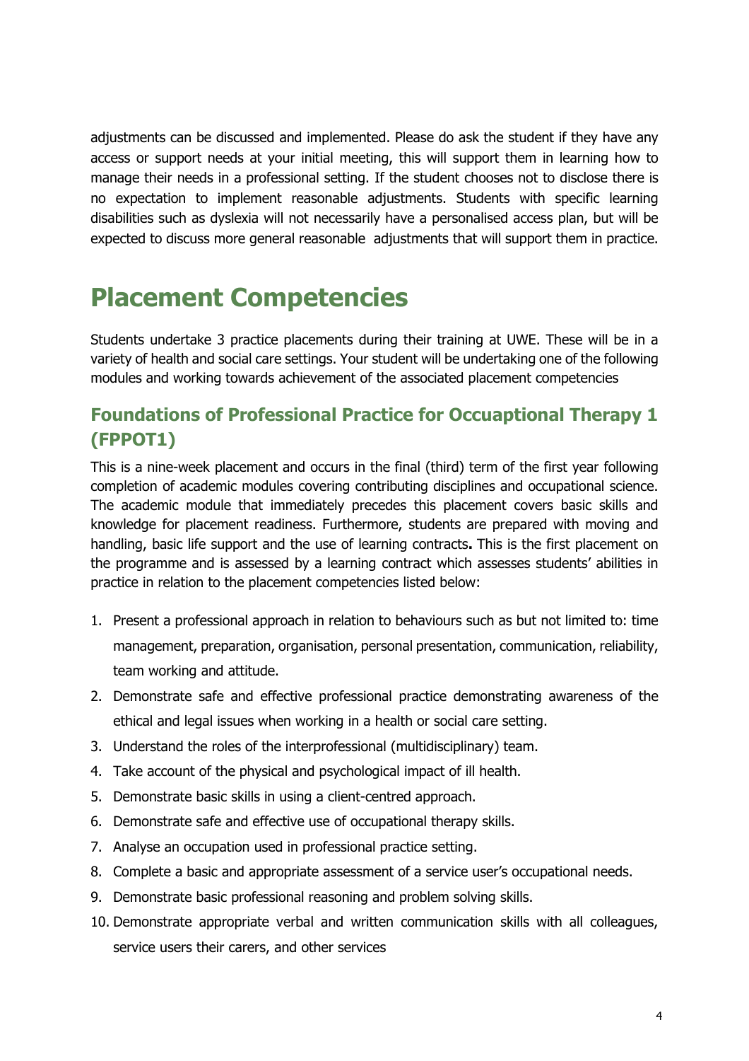adjustments can be discussed and implemented. Please do ask the student if they have any access or support needs at your initial meeting, this will support them in learning how to manage their needs in a professional setting. If the student chooses not to disclose there is no expectation to implement reasonable adjustments. Students with specific learning disabilities such as dyslexia will not necessarily have a personalised access plan, but will be expected to discuss more general reasonable adjustments that will support them in practice.

# Placement Competencies

Students undertake 3 practice placements during their training at UWE. These will be in a variety of health and social care settings. Your student will be undertaking one of the following modules and working towards achievement of the associated placement competencies

## Foundations of Professional Practice for Occuaptional Therapy 1 (FPPOT1)

This is a nine-week placement and occurs in the final (third) term of the first year following completion of academic modules covering contributing disciplines and occupational science. The academic module that immediately precedes this placement covers basic skills and knowledge for placement readiness. Furthermore, students are prepared with moving and handling, basic life support and the use of learning contracts**.** This is the first placement on the programme and is assessed by a learning contract which assesses students' abilities in practice in relation to the placement competencies listed below:

1. Present a professional approach in relation to behaviours such as but not limited to: time management, preparation, organisation, personal presentation, communication, reliability, team working and attitude.
2. Demonstrate safe and effective professional practice demonstrating awareness of the ethical and legal issues when working in a health or social care setting.
3. Understand the roles of the interprofessional (multidisciplinary) team.
4. Take account of the physical and psychological impact of ill health.
5. Demonstrate basic skills in using a client-centred approach.
6. Demonstrate safe and effective use of occupational therapy skills.
7. Analyse an occupation used in professional practice setting.
8. Complete a basic and appropriate assessment of a service user's occupational needs.
9. Demonstrate basic professional reasoning and problem solving skills.
10. Demonstrate appropriate verbal and written communication skills with all colleagues, service users their carers, and other services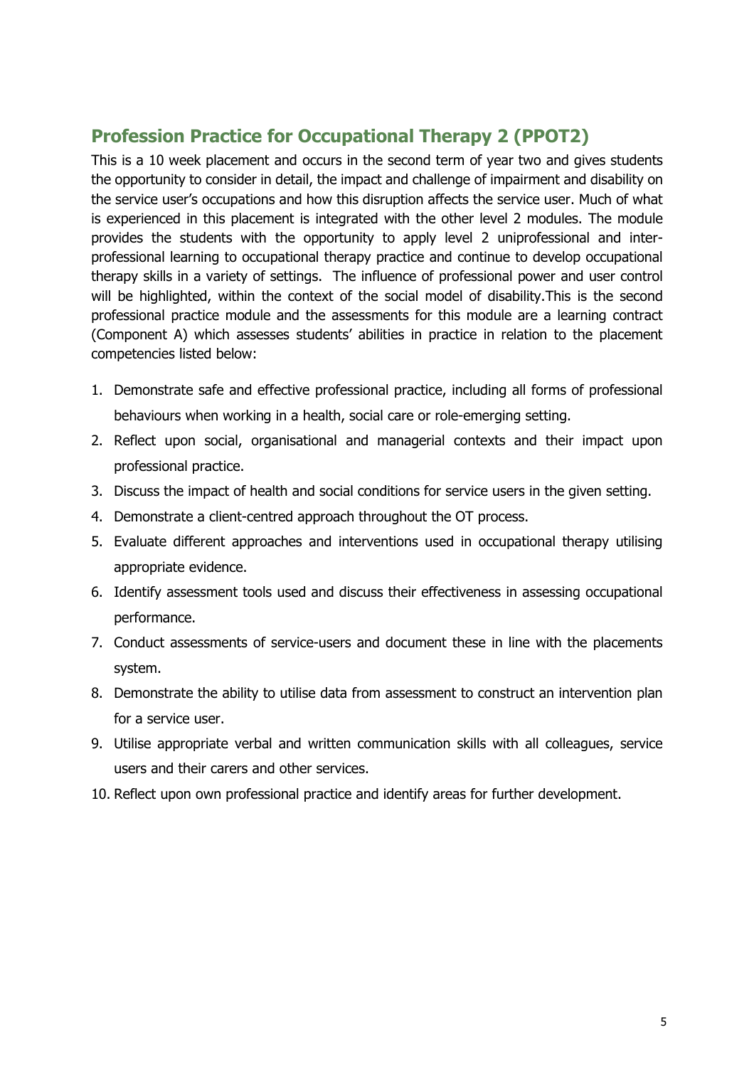## Profession Practice for Occupational Therapy 2 (PPOT2)

This is a 10 week placement and occurs in the second term of year two and gives students the opportunity to consider in detail, the impact and challenge of impairment and disability on the service user's occupations and how this disruption affects the service user. Much of what is experienced in this placement is integrated with the other level 2 modules. The module provides the students with the opportunity to apply level 2 uniprofessional and inter-professional learning to occupational therapy practice and continue to develop occupational therapy skills in a variety of settings. The influence of professional power and user control will be highlighted, within the context of the social model of disability.This is the second professional practice module and the assessments for this module are a learning contract (Component A) which assesses students' abilities in practice in relation to the placement competencies listed below:

1. Demonstrate safe and effective professional practice, including all forms of professional behaviours when working in a health, social care or role-emerging setting.
2. Reflect upon social, organisational and managerial contexts and their impact upon professional practice.
3. Discuss the impact of health and social conditions for service users in the given setting.
4. Demonstrate a client-centred approach throughout the OT process.
5. Evaluate different approaches and interventions used in occupational therapy utilising appropriate evidence.
6. Identify assessment tools used and discuss their effectiveness in assessing occupational performance.
7. Conduct assessments of service-users and document these in line with the placements system.
8. Demonstrate the ability to utilise data from assessment to construct an intervention plan for a service user.
9. Utilise appropriate verbal and written communication skills with all colleagues, service users and their carers and other services.
10. Reflect upon own professional practice and identify areas for further development.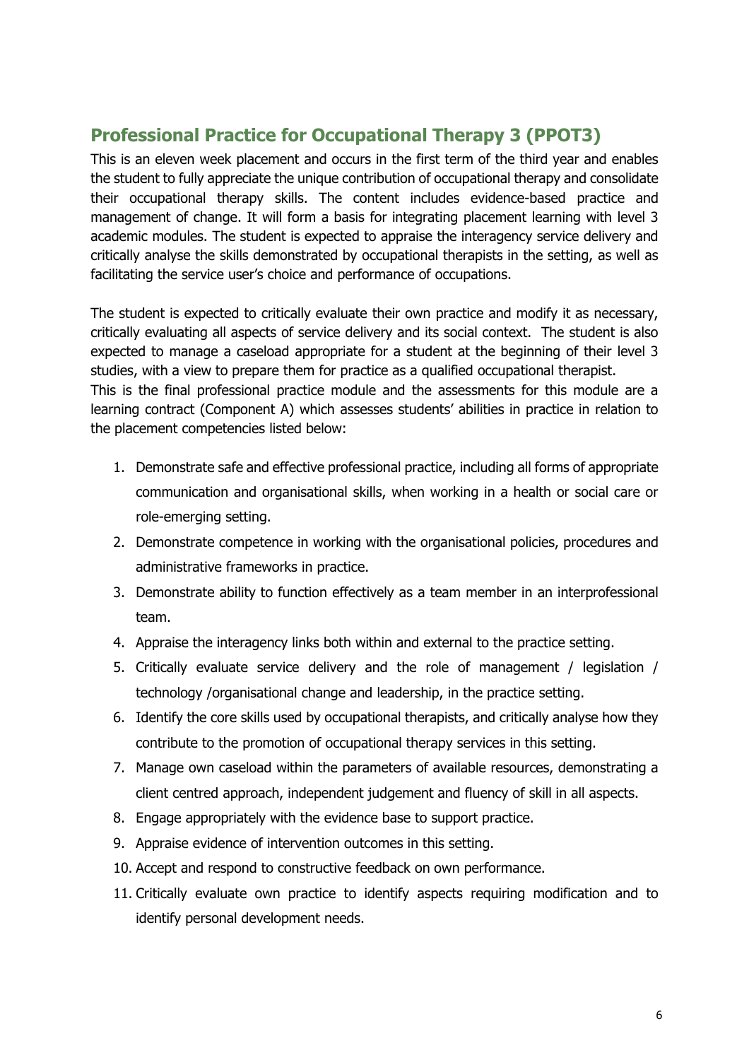## Professional Practice for Occupational Therapy 3 (PPOT3)

This is an eleven week placement and occurs in the first term of the third year and enables the student to fully appreciate the unique contribution of occupational therapy and consolidate their occupational therapy skills. The content includes evidence-based practice and management of change. It will form a basis for integrating placement learning with level 3 academic modules. The student is expected to appraise the interagency service delivery and critically analyse the skills demonstrated by occupational therapists in the setting, as well as facilitating the service user's choice and performance of occupations.

The student is expected to critically evaluate their own practice and modify it as necessary, critically evaluating all aspects of service delivery and its social context. The student is also expected to manage a caseload appropriate for a student at the beginning of their level 3 studies, with a view to prepare them for practice as a qualified occupational therapist.
This is the final professional practice module and the assessments for this module are a learning contract (Component A) which assesses students' abilities in practice in relation to the placement competencies listed below:

1. Demonstrate safe and effective professional practice, including all forms of appropriate communication and organisational skills, when working in a health or social care or role-emerging setting.
2. Demonstrate competence in working with the organisational policies, procedures and administrative frameworks in practice.
3. Demonstrate ability to function effectively as a team member in an interprofessional team.
4. Appraise the interagency links both within and external to the practice setting.
5. Critically evaluate service delivery and the role of management / legislation / technology /organisational change and leadership, in the practice setting.
6. Identify the core skills used by occupational therapists, and critically analyse how they contribute to the promotion of occupational therapy services in this setting.
7. Manage own caseload within the parameters of available resources, demonstrating a client centred approach, independent judgement and fluency of skill in all aspects.
8. Engage appropriately with the evidence base to support practice.
9. Appraise evidence of intervention outcomes in this setting.
10. Accept and respond to constructive feedback on own performance.
11. Critically evaluate own practice to identify aspects requiring modification and to identify personal development needs.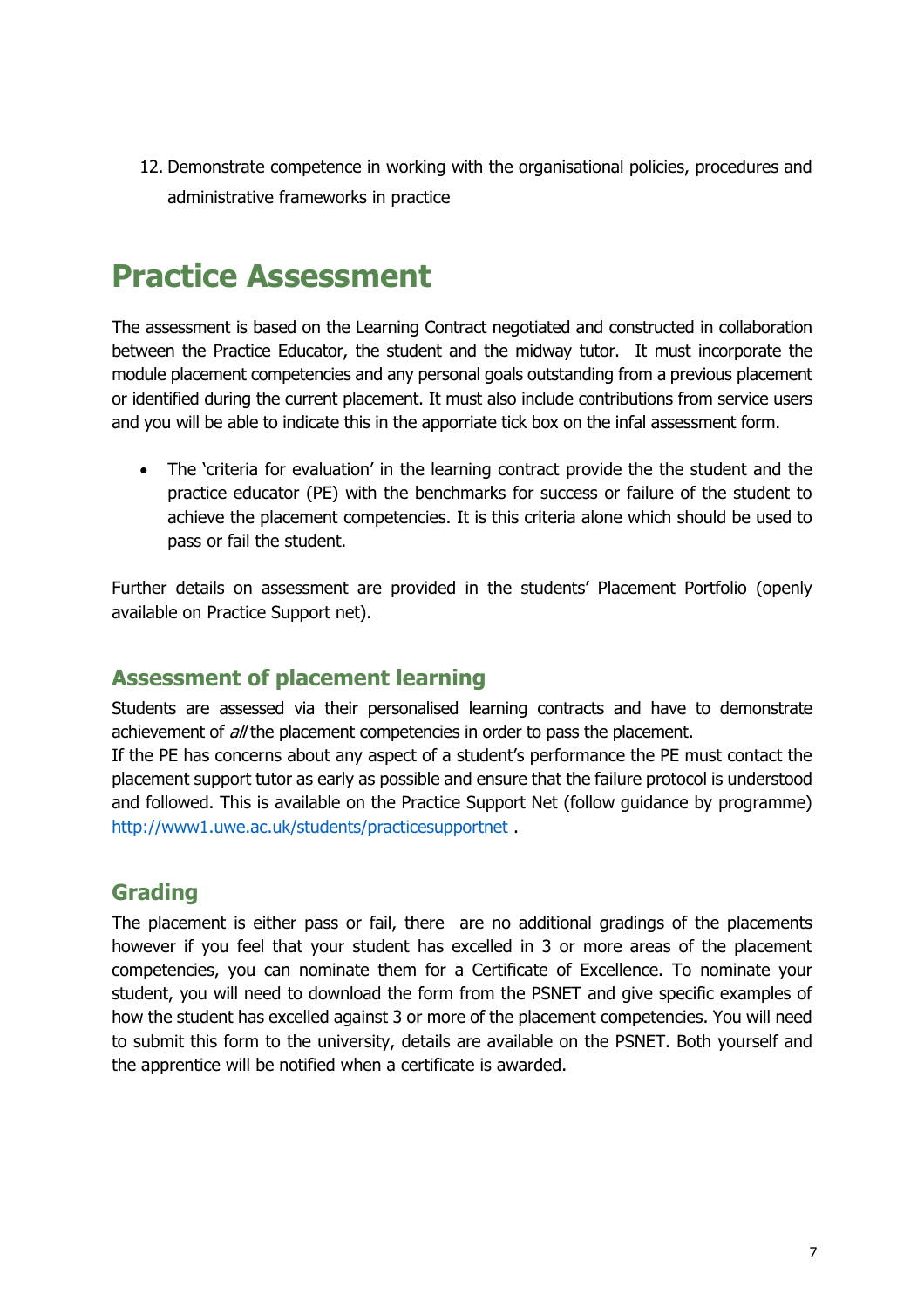12. Demonstrate competence in working with the organisational policies, procedures and administrative frameworks in practice

# Practice Assessment

The assessment is based on the Learning Contract negotiated and constructed in collaboration between the Practice Educator, the student and the midway tutor. It must incorporate the module placement competencies and any personal goals outstanding from a previous placement or identified during the current placement. It must also include contributions from service users and you will be able to indicate this in the apporiate tick box on the infal assessment form.

- The 'criteria for evaluation' in the learning contract provide the the student and the practice educator (PE) with the benchmarks for success or failure of the student to achieve the placement competencies. It is this criteria alone which should be used to pass or fail the student.

Further details on assessment are provided in the students' Placement Portfolio (openly available on Practice Support net).

## Assessment of placement learning

Students are assessed via their personalised learning contracts and have to demonstrate achievement of *all* the placement competencies in order to pass the placement.
If the PE has concerns about any aspect of a student's performance the PE must contact the placement support tutor as early as possible and ensure that the failure protocol is understood and followed. This is available on the Practice Support Net (follow guidance by programme) [http://www1.uwe.ac.uk/students/practicesupportnet](http://www1.uwe.ac.uk/students/practicesupportnet) .

## Grading

The placement is either pass or fail, there are no additional gradings of the placements however if you feel that your student has excelled in 3 or more areas of the placement competencies, you can nominate them for a Certificate of Excellence. To nominate your student, you will need to download the form from the PSNET and give specific examples of how the student has excelled against 3 or more of the placement competencies. You will need to submit this form to the university, details are available on the PSNET. Both yourself and the apprentice will be notified when a certificate is awarded.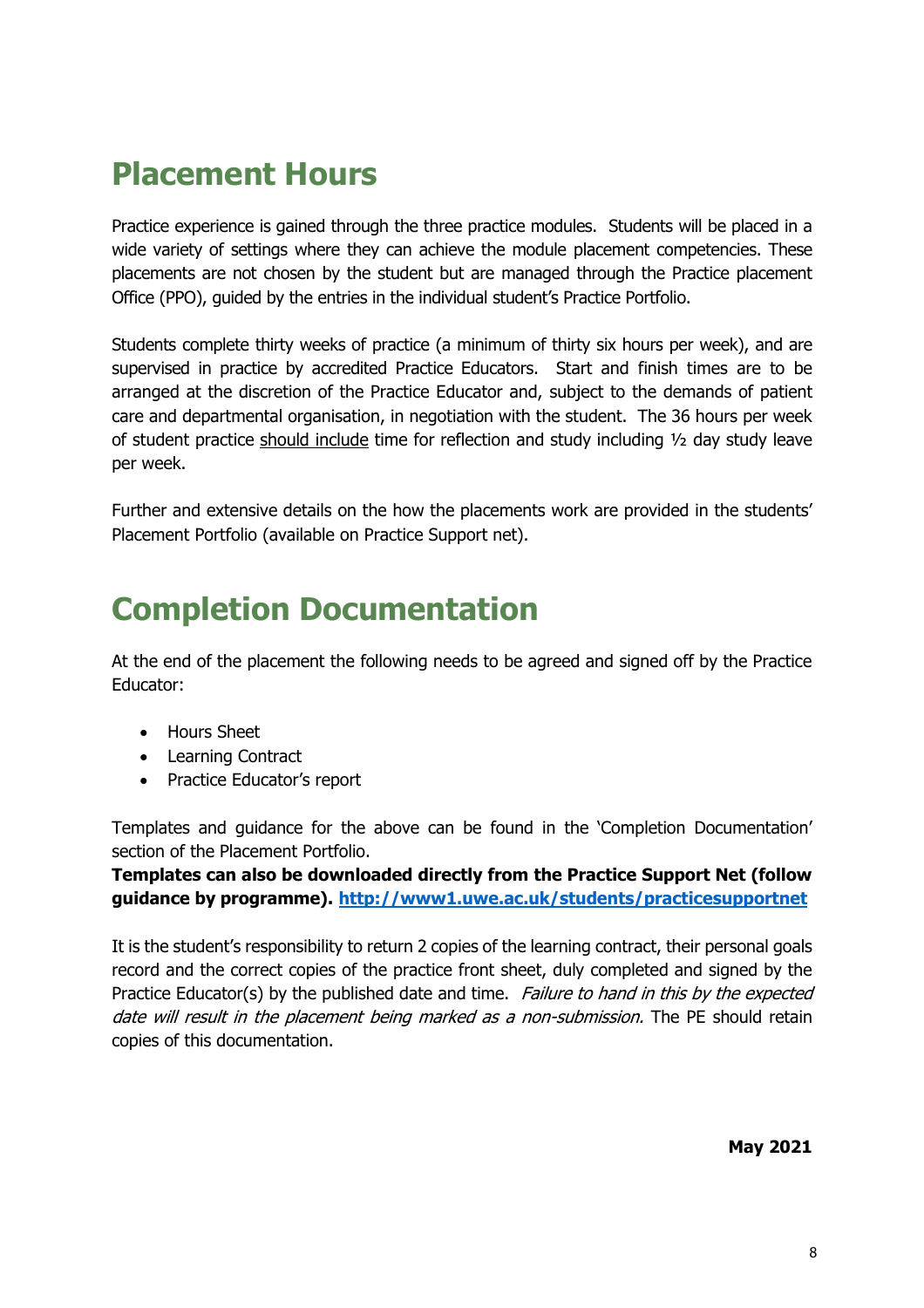# Placement Hours

Practice experience is gained through the three practice modules. Students will be placed in a wide variety of settings where they can achieve the module placement competencies. These placements are not chosen by the student but are managed through the Practice placement Office (PPO), guided by the entries in the individual student's Practice Portfolio.

Students complete thirty weeks of practice (a minimum of thirty six hours per week), and are supervised in practice by accredited Practice Educators. Start and finish times are to be arranged at the discretion of the Practice Educator and, subject to the demands of patient care and departmental organisation, in negotiation with the student. The 36 hours per week of student practice should include time for reflection and study including ½ day study leave per week.

Further and extensive details on the how the placements work are provided in the students' Placement Portfolio (available on Practice Support net).

# Completion Documentation

At the end of the placement the following needs to be agreed and signed off by the Practice Educator:

- Hours Sheet
- Learning Contract
- Practice Educator's report

Templates and guidance for the above can be found in the 'Completion Documentation' section of the Placement Portfolio.

**Templates can also be downloaded directly from the Practice Support Net (follow guidance by programme). [http://www1.uwe.ac.uk/students/practicesupportnet](http://www1.uwe.ac.uk/students/practicesupportnet)**

It is the student's responsibility to return 2 copies of the learning contract, their personal goals record and the correct copies of the practice front sheet, duly completed and signed by the Practice Educator(s) by the published date and time. *Failure to hand in this by the expected date will result in the placement being marked as a non-submission.* The PE should retain copies of this documentation.

**May 2021**